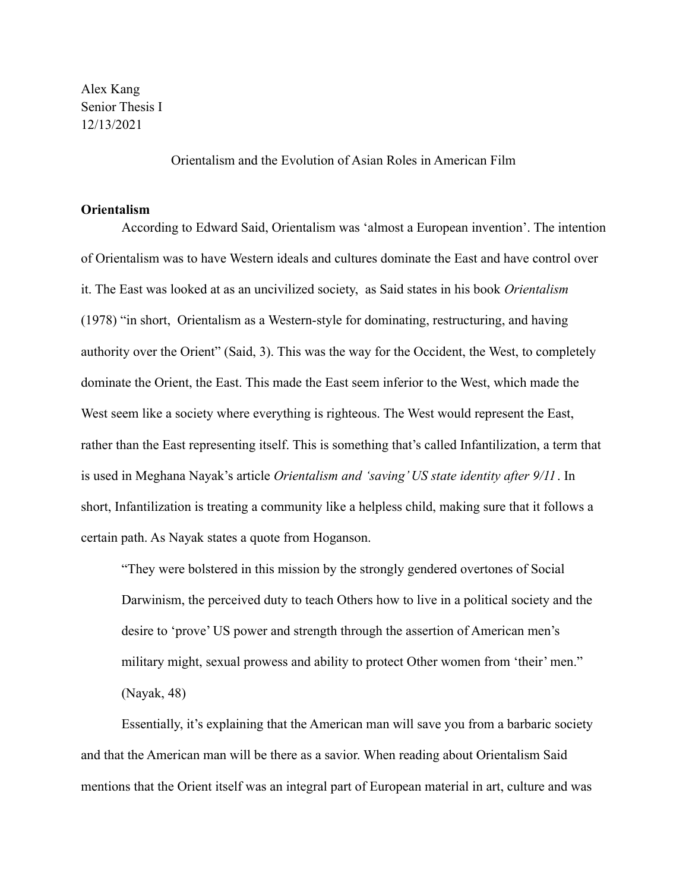Alex Kang
Senior Thesis I
12/13/2021

Orientalism and the Evolution of Asian Roles in American Film

**Orientalism**

According to Edward Said, Orientalism was 'almost a European invention'. The intention of Orientalism was to have Western ideals and cultures dominate the East and have control over it. The East was looked at as an uncivilized society, as Said states in his book *Orientalism* (1978) "in short, Orientalism as a Western-style for dominating, restructuring, and having authority over the Orient" (Said, 3). This was the way for the Occident, the West, to completely dominate the Orient, the East. This made the East seem inferior to the West, which made the West seem like a society where everything is righteous. The West would represent the East, rather than the East representing itself. This is something that's called Infantilization, a term that is used in Meghana Nayak's article *Orientalism and 'saving' US state identity after 9/11*. In short, Infantilization is treating a community like a helpless child, making sure that it follows a certain path. As Nayak states a quote from Hoganson.

> "They were bolstered in this mission by the strongly gendered overtones of Social Darwinism, the perceived duty to teach Others how to live in a political society and the desire to 'prove' US power and strength through the assertion of American men's military might, sexual prowess and ability to protect Other women from 'their' men." (Nayak, 48)

Essentially, it's explaining that the American man will save you from a barbaric society and that the American man will be there as a savior. When reading about Orientalism Said mentions that the Orient itself was an integral part of European material in art, culture and was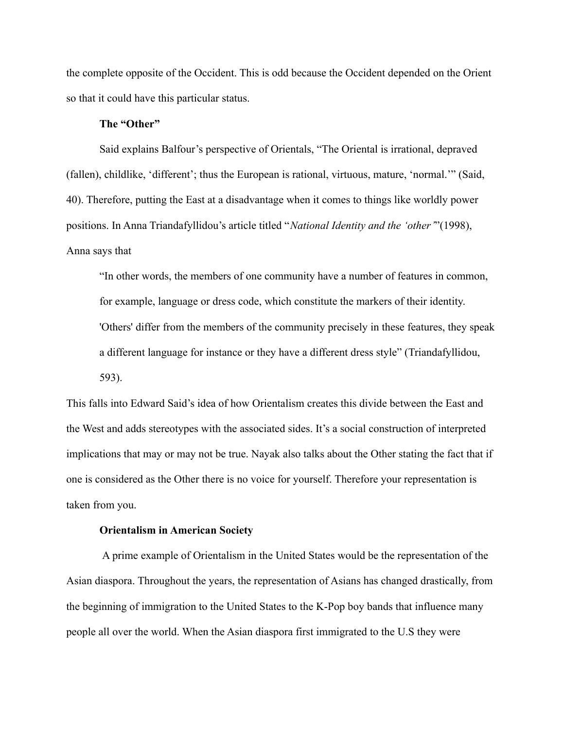the complete opposite of the Occident. This is odd because the Occident depended on the Orient so that it could have this particular status.

### The "Other"

Said explains Balfour's perspective of Orientals, "The Oriental is irrational, depraved (fallen), childlike, 'different'; thus the European is rational, virtuous, mature, 'normal.'" (Said, 40). Therefore, putting the East at a disadvantage when it comes to things like worldly power positions. In Anna Triandafyllidou's article titled "*National Identity and the 'other'*"(1998), Anna says that

> "In other words, the members of one community have a number of features in common, for example, language or dress code, which constitute the markers of their identity. 'Others' differ from the members of the community precisely in these features, they speak a different language for instance or they have a different dress style" (Triandafyllidou, 593).

This falls into Edward Said's idea of how Orientalism creates this divide between the East and the West and adds stereotypes with the associated sides. It's a social construction of interpreted implications that may or may not be true. Nayak also talks about the Other stating the fact that if one is considered as the Other there is no voice for yourself. Therefore your representation is taken from you.

### Orientalism in American Society

A prime example of Orientalism in the United States would be the representation of the Asian diaspora. Throughout the years, the representation of Asians has changed drastically, from the beginning of immigration to the United States to the K-Pop boy bands that influence many people all over the world. When the Asian diaspora first immigrated to the U.S they were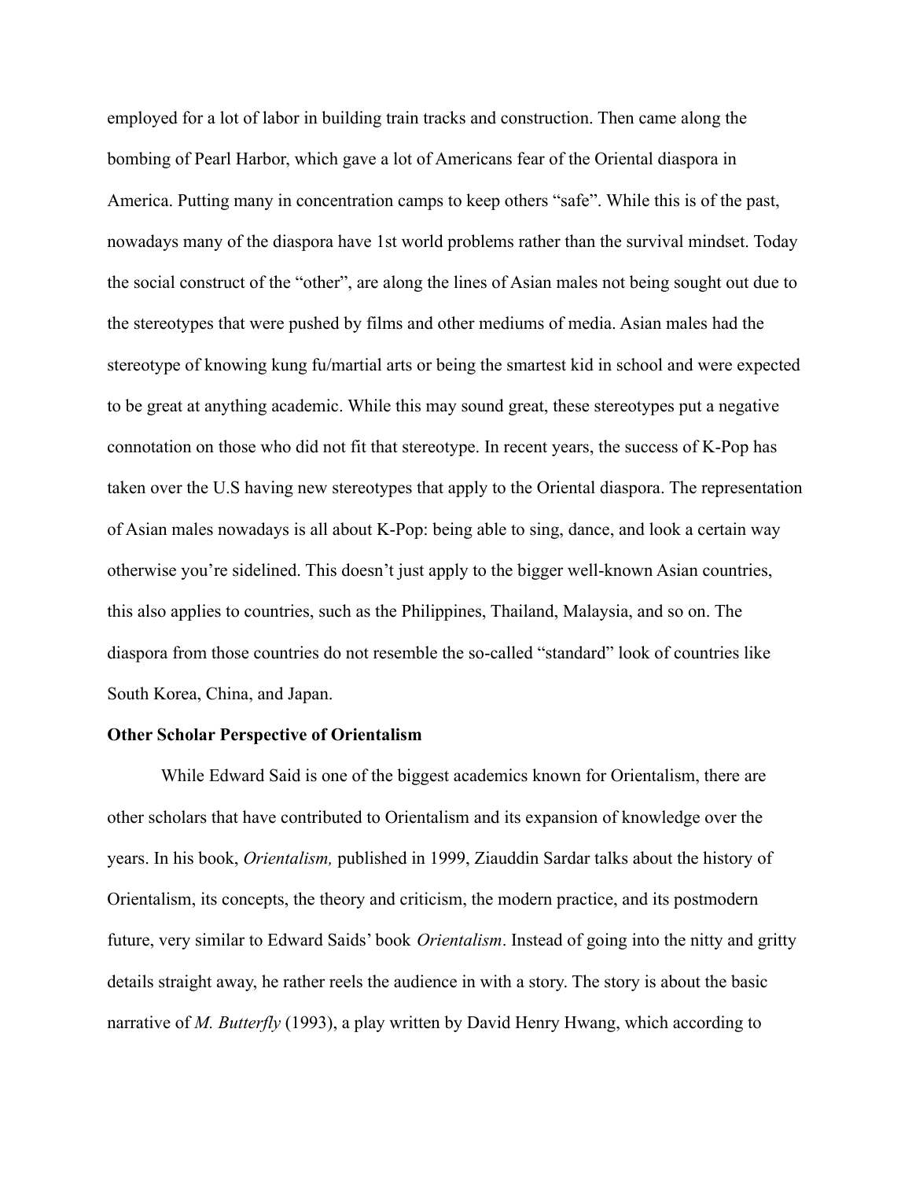employed for a lot of labor in building train tracks and construction. Then came along the bombing of Pearl Harbor, which gave a lot of Americans fear of the Oriental diaspora in America. Putting many in concentration camps to keep others "safe". While this is of the past, nowadays many of the diaspora have 1st world problems rather than the survival mindset. Today the social construct of the "other", are along the lines of Asian males not being sought out due to the stereotypes that were pushed by films and other mediums of media. Asian males had the stereotype of knowing kung fu/martial arts or being the smartest kid in school and were expected to be great at anything academic. While this may sound great, these stereotypes put a negative connotation on those who did not fit that stereotype. In recent years, the success of K-Pop has taken over the U.S having new stereotypes that apply to the Oriental diaspora. The representation of Asian males nowadays is all about K-Pop: being able to sing, dance, and look a certain way otherwise you're sidelined. This doesn't just apply to the bigger well-known Asian countries, this also applies to countries, such as the Philippines, Thailand, Malaysia, and so on. The diaspora from those countries do not resemble the so-called "standard" look of countries like South Korea, China, and Japan.

**Other Scholar Perspective of Orientalism**

While Edward Said is one of the biggest academics known for Orientalism, there are other scholars that have contributed to Orientalism and its expansion of knowledge over the years. In his book, *Orientalism,* published in 1999, Ziauddin Sardar talks about the history of Orientalism, its concepts, the theory and criticism, the modern practice, and its postmodern future, very similar to Edward Saids' book *Orientalism*. Instead of going into the nitty and gritty details straight away, he rather reels the audience in with a story. The story is about the basic narrative of *M. Butterfly* (1993), a play written by David Henry Hwang, which according to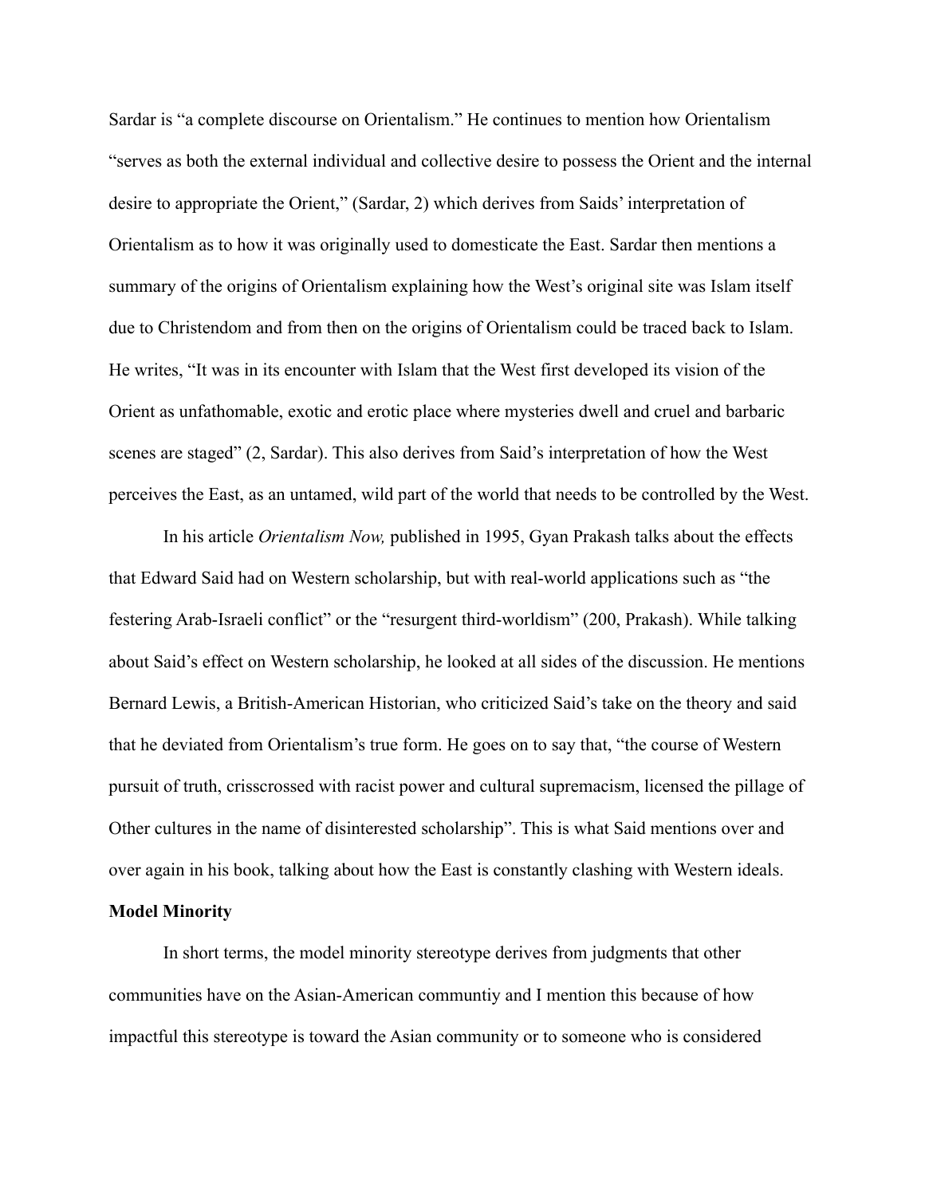Sardar is "a complete discourse on Orientalism." He continues to mention how Orientalism "serves as both the external individual and collective desire to possess the Orient and the internal desire to appropriate the Orient," (Sardar, 2) which derives from Saids' interpretation of Orientalism as to how it was originally used to domesticate the East. Sardar then mentions a summary of the origins of Orientalism explaining how the West's original site was Islam itself due to Christendom and from then on the origins of Orientalism could be traced back to Islam. He writes, "It was in its encounter with Islam that the West first developed its vision of the Orient as unfathomable, exotic and erotic place where mysteries dwell and cruel and barbaric scenes are staged" (2, Sardar). This also derives from Said's interpretation of how the West perceives the East, as an untamed, wild part of the world that needs to be controlled by the West.

In his article *Orientalism Now,* published in 1995, Gyan Prakash talks about the effects that Edward Said had on Western scholarship, but with real-world applications such as "the festering Arab-Israeli conflict" or the "resurgent third-worldism" (200, Prakash). While talking about Said's effect on Western scholarship, he looked at all sides of the discussion. He mentions Bernard Lewis, a British-American Historian, who criticized Said's take on the theory and said that he deviated from Orientalism's true form. He goes on to say that, "the course of Western pursuit of truth, crisscrossed with racist power and cultural supremacism, licensed the pillage of Other cultures in the name of disinterested scholarship". This is what Said mentions over and over again in his book, talking about how the East is constantly clashing with Western ideals.

**Model Minority**

In short terms, the model minority stereotype derives from judgments that other communities have on the Asian-American communtiy and I mention this because of how impactful this stereotype is toward the Asian community or to someone who is considered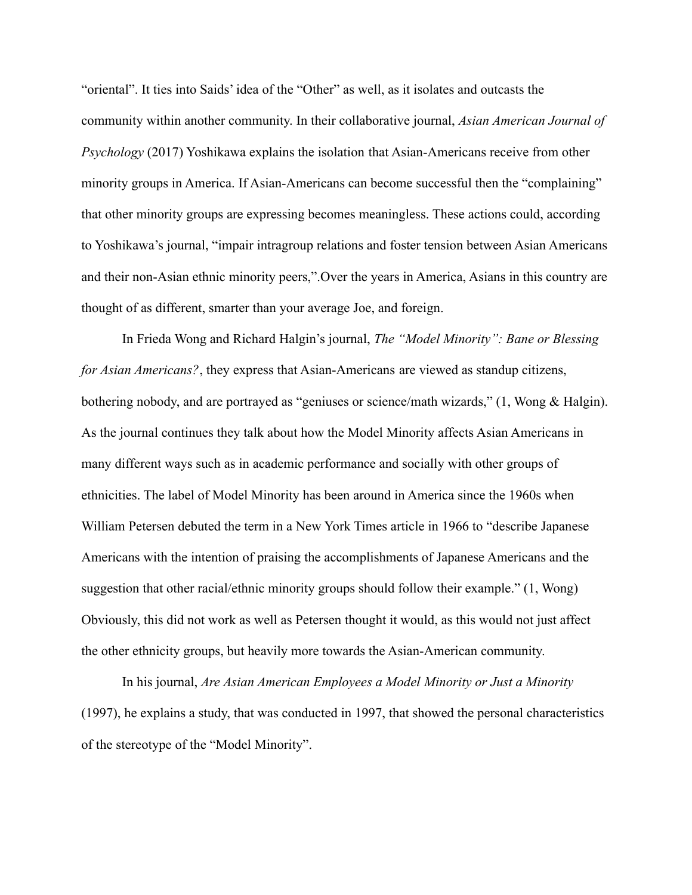"oriental". It ties into Saids' idea of the "Other" as well, as it isolates and outcasts the community within another community. In their collaborative journal, *Asian American Journal of Psychology* (2017) Yoshikawa explains the isolation that Asian-Americans receive from other minority groups in America. If Asian-Americans can become successful then the "complaining" that other minority groups are expressing becomes meaningless. These actions could, according to Yoshikawa's journal, "impair intragroup relations and foster tension between Asian Americans and their non-Asian ethnic minority peers,".Over the years in America, Asians in this country are thought of as different, smarter than your average Joe, and foreign.

In Frieda Wong and Richard Halgin's journal, *The "Model Minority": Bane or Blessing for Asian Americans?*, they express that Asian-Americans are viewed as standup citizens, bothering nobody, and are portrayed as "geniuses or science/math wizards," (1, Wong & Halgin). As the journal continues they talk about how the Model Minority affects Asian Americans in many different ways such as in academic performance and socially with other groups of ethnicities. The label of Model Minority has been around in America since the 1960s when William Petersen debuted the term in a New York Times article in 1966 to "describe Japanese Americans with the intention of praising the accomplishments of Japanese Americans and the suggestion that other racial/ethnic minority groups should follow their example." (1, Wong) Obviously, this did not work as well as Petersen thought it would, as this would not just affect the other ethnicity groups, but heavily more towards the Asian-American community.

In his journal, *Are Asian American Employees a Model Minority or Just a Minority* (1997), he explains a study, that was conducted in 1997, that showed the personal characteristics of the stereotype of the "Model Minority".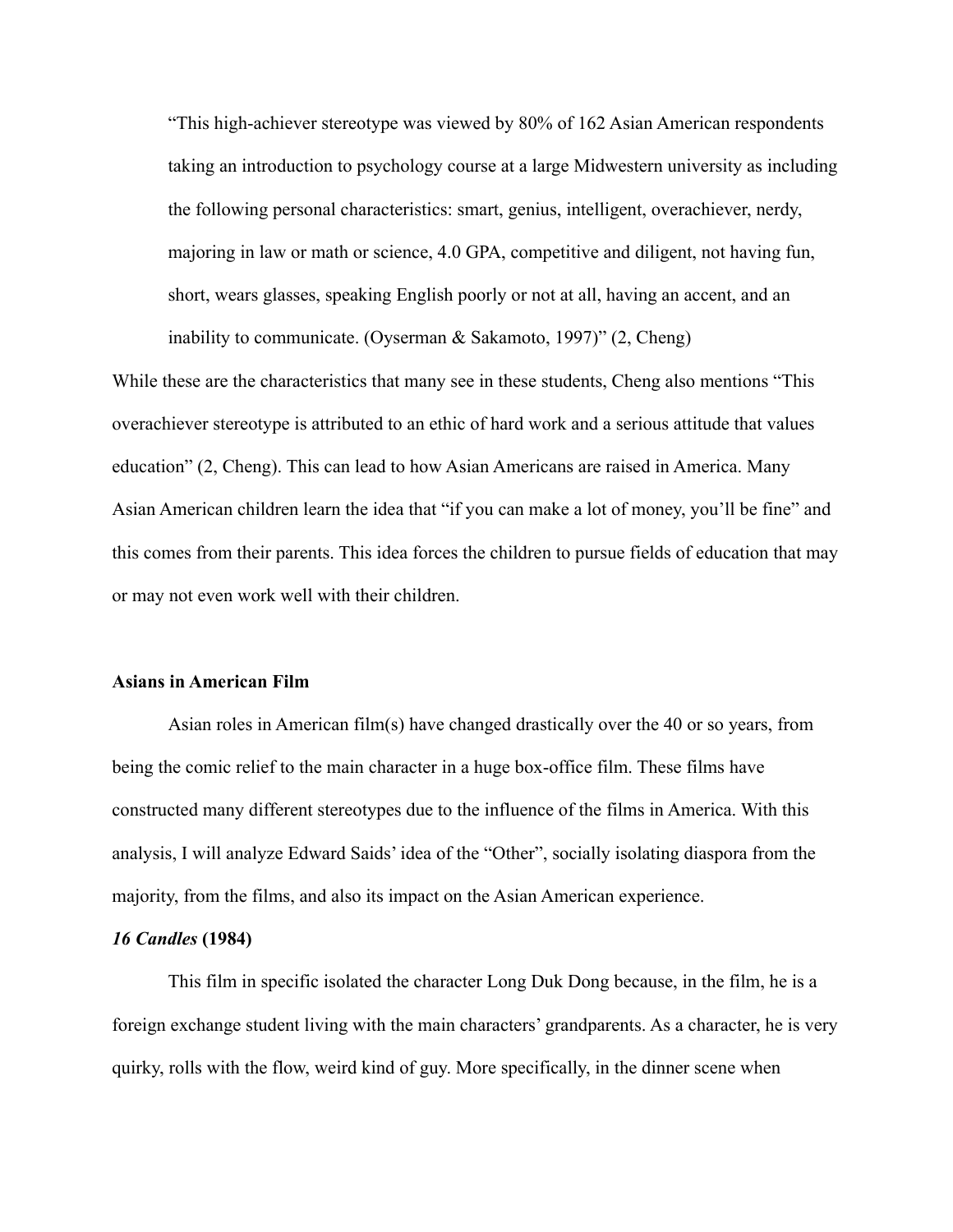> "This high-achiever stereotype was viewed by 80% of 162 Asian American respondents taking an introduction to psychology course at a large Midwestern university as including the following personal characteristics: smart, genius, intelligent, overachiever, nerdy, majoring in law or math or science, 4.0 GPA, competitive and diligent, not having fun, short, wears glasses, speaking English poorly or not at all, having an accent, and an inability to communicate. (Oyserman & Sakamoto, 1997)" (2, Cheng)

While these are the characteristics that many see in these students, Cheng also mentions "This overachiever stereotype is attributed to an ethic of hard work and a serious attitude that values education" (2, Cheng). This can lead to how Asian Americans are raised in America. Many Asian American children learn the idea that "if you can make a lot of money, you'll be fine" and this comes from their parents. This idea forces the children to pursue fields of education that may or may not even work well with their children.

**Asians in American Film**

Asian roles in American film(s) have changed drastically over the 40 or so years, from being the comic relief to the main character in a huge box-office film. These films have constructed many different stereotypes due to the influence of the films in America. With this analysis, I will analyze Edward Saids' idea of the "Other", socially isolating diaspora from the majority, from the films, and also its impact on the Asian American experience.

***16 Candles* (1984)**

This film in specific isolated the character Long Duk Dong because, in the film, he is a foreign exchange student living with the main characters' grandparents. As a character, he is very quirky, rolls with the flow, weird kind of guy. More specifically, in the dinner scene when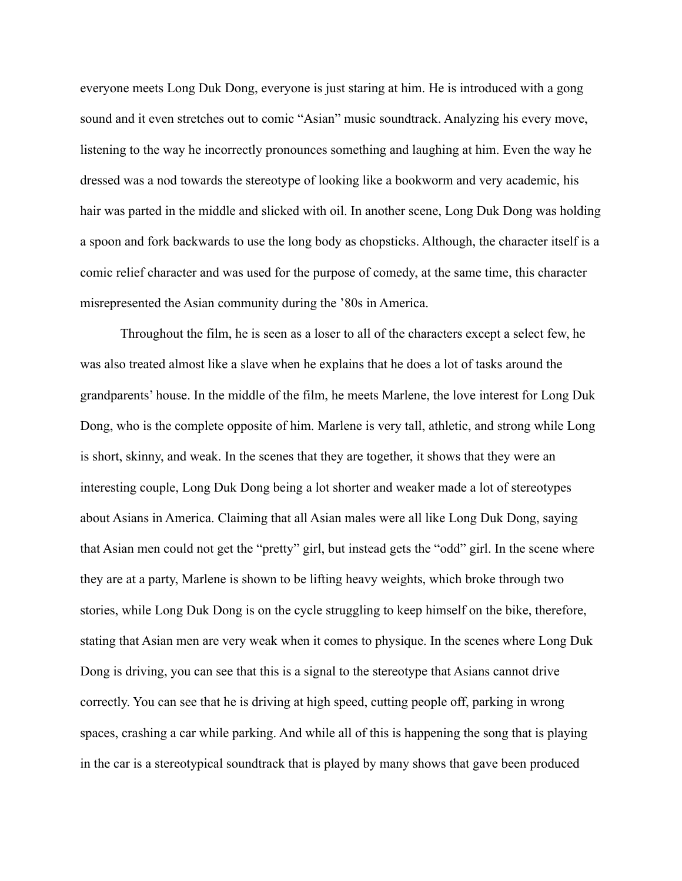everyone meets Long Duk Dong, everyone is just staring at him. He is introduced with a gong sound and it even stretches out to comic "Asian" music soundtrack. Analyzing his every move, listening to the way he incorrectly pronounces something and laughing at him. Even the way he dressed was a nod towards the stereotype of looking like a bookworm and very academic, his hair was parted in the middle and slicked with oil. In another scene, Long Duk Dong was holding a spoon and fork backwards to use the long body as chopsticks. Although, the character itself is a comic relief character and was used for the purpose of comedy, at the same time, this character misrepresented the Asian community during the '80s in America.

Throughout the film, he is seen as a loser to all of the characters except a select few, he was also treated almost like a slave when he explains that he does a lot of tasks around the grandparents' house. In the middle of the film, he meets Marlene, the love interest for Long Duk Dong, who is the complete opposite of him. Marlene is very tall, athletic, and strong while Long is short, skinny, and weak. In the scenes that they are together, it shows that they were an interesting couple, Long Duk Dong being a lot shorter and weaker made a lot of stereotypes about Asians in America. Claiming that all Asian males were all like Long Duk Dong, saying that Asian men could not get the "pretty" girl, but instead gets the "odd" girl. In the scene where they are at a party, Marlene is shown to be lifting heavy weights, which broke through two stories, while Long Duk Dong is on the cycle struggling to keep himself on the bike, therefore, stating that Asian men are very weak when it comes to physique. In the scenes where Long Duk Dong is driving, you can see that this is a signal to the stereotype that Asians cannot drive correctly. You can see that he is driving at high speed, cutting people off, parking in wrong spaces, crashing a car while parking. And while all of this is happening the song that is playing in the car is a stereotypical soundtrack that is played by many shows that gave been produced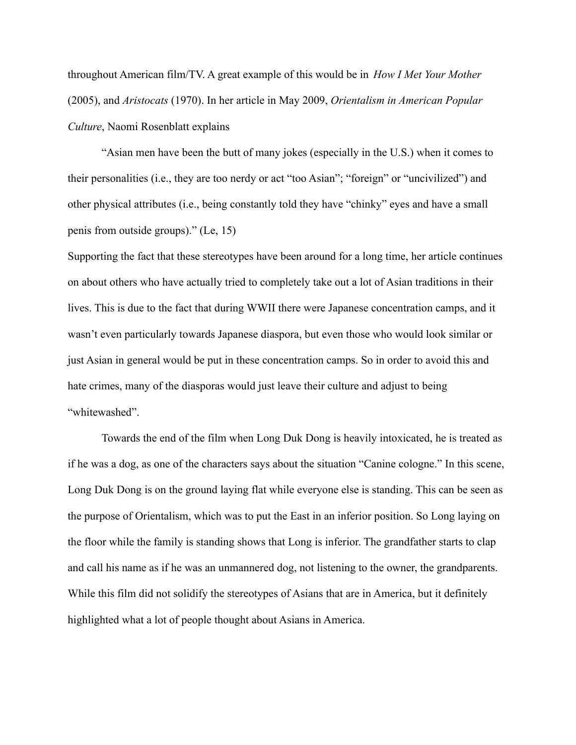throughout American film/TV. A great example of this would be in *How I Met Your Mother* (2005), and *Aristocats* (1970). In her article in May 2009, *Orientalism in American Popular Culture*, Naomi Rosenblatt explains

> "Asian men have been the butt of many jokes (especially in the U.S.) when it comes to their personalities (i.e., they are too nerdy or act "too Asian"; "foreign" or "uncivilized") and other physical attributes (i.e., being constantly told they have "chinky" eyes and have a small penis from outside groups)." (Le, 15)

Supporting the fact that these stereotypes have been around for a long time, her article continues on about others who have actually tried to completely take out a lot of Asian traditions in their lives. This is due to the fact that during WWII there were Japanese concentration camps, and it wasn't even particularly towards Japanese diaspora, but even those who would look similar or just Asian in general would be put in these concentration camps. So in order to avoid this and hate crimes, many of the diasporas would just leave their culture and adjust to being "whitewashed".

Towards the end of the film when Long Duk Dong is heavily intoxicated, he is treated as if he was a dog, as one of the characters says about the situation "Canine cologne." In this scene, Long Duk Dong is on the ground laying flat while everyone else is standing. This can be seen as the purpose of Orientalism, which was to put the East in an inferior position. So Long laying on the floor while the family is standing shows that Long is inferior. The grandfather starts to clap and call his name as if he was an unmannered dog, not listening to the owner, the grandparents. While this film did not solidify the stereotypes of Asians that are in America, but it definitely highlighted what a lot of people thought about Asians in America.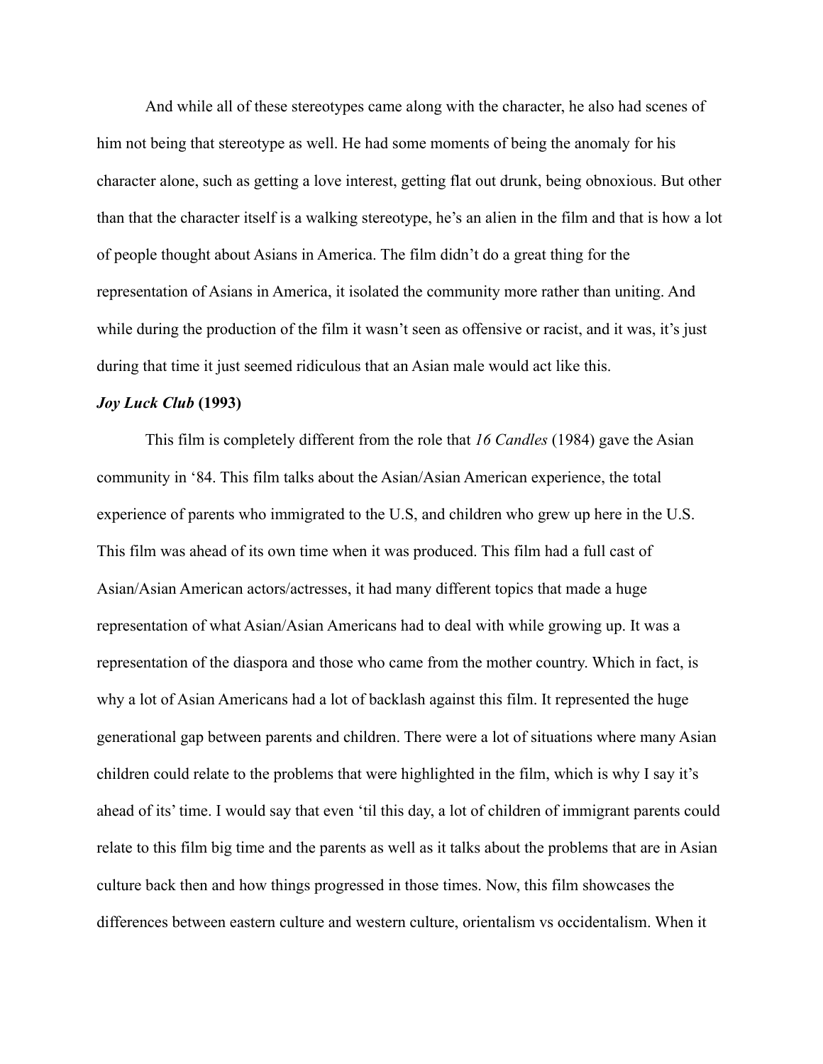And while all of these stereotypes came along with the character, he also had scenes of him not being that stereotype as well. He had some moments of being the anomaly for his character alone, such as getting a love interest, getting flat out drunk, being obnoxious. But other than that the character itself is a walking stereotype, he's an alien in the film and that is how a lot of people thought about Asians in America. The film didn't do a great thing for the representation of Asians in America, it isolated the community more rather than uniting. And while during the production of the film it wasn't seen as offensive or racist, and it was, it's just during that time it just seemed ridiculous that an Asian male would act like this.

***Joy Luck Club* (1993)**

This film is completely different from the role that *16 Candles* (1984) gave the Asian community in '84. This film talks about the Asian/Asian American experience, the total experience of parents who immigrated to the U.S, and children who grew up here in the U.S. This film was ahead of its own time when it was produced. This film had a full cast of Asian/Asian American actors/actresses, it had many different topics that made a huge representation of what Asian/Asian Americans had to deal with while growing up. It was a representation of the diaspora and those who came from the mother country. Which in fact, is why a lot of Asian Americans had a lot of backlash against this film. It represented the huge generational gap between parents and children. There were a lot of situations where many Asian children could relate to the problems that were highlighted in the film, which is why I say it's ahead of its' time. I would say that even 'til this day, a lot of children of immigrant parents could relate to this film big time and the parents as well as it talks about the problems that are in Asian culture back then and how things progressed in those times. Now, this film showcases the differences between eastern culture and western culture, orientalism vs occidentalism. When it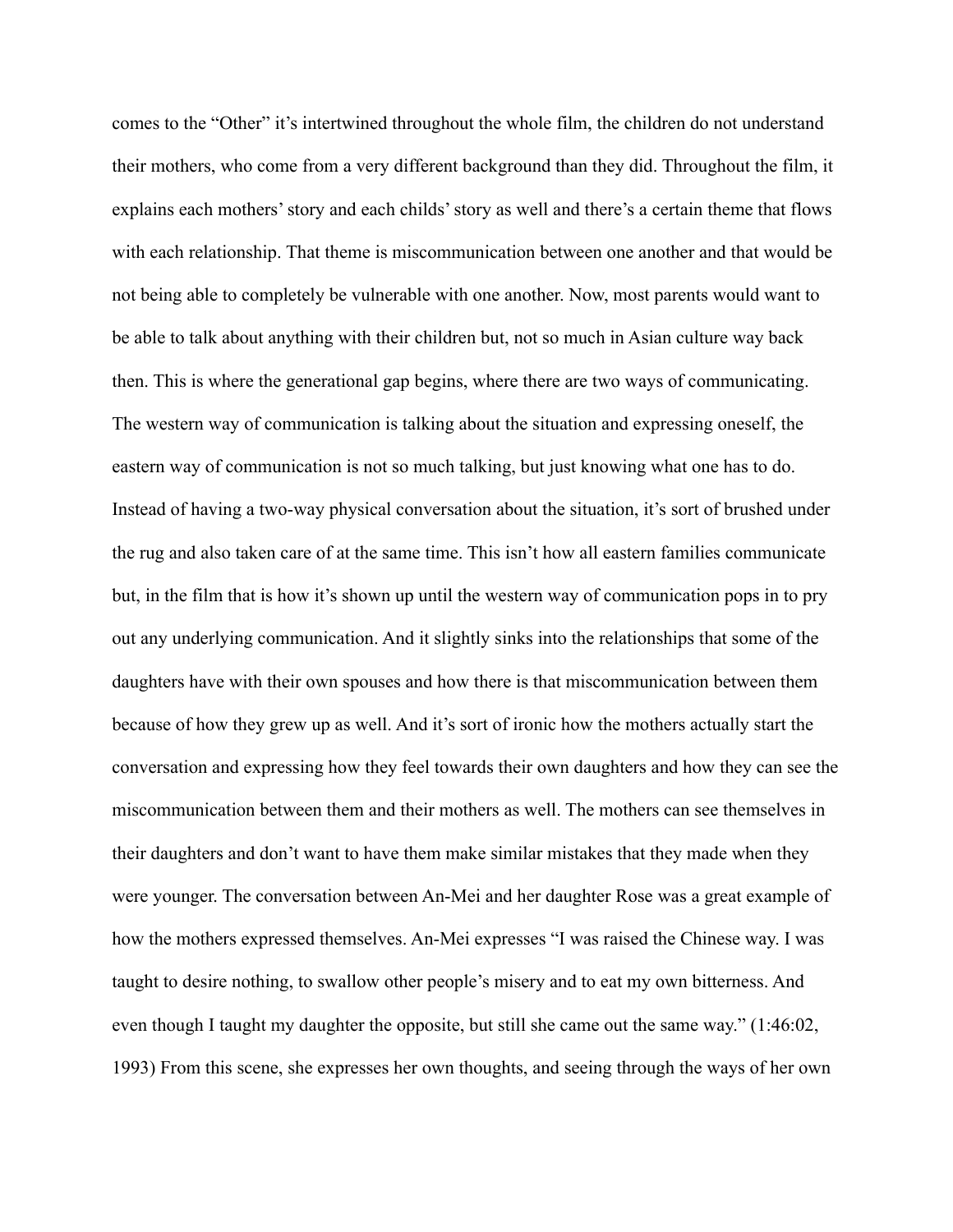comes to the "Other" it's intertwined throughout the whole film, the children do not understand their mothers, who come from a very different background than they did. Throughout the film, it explains each mothers' story and each childs' story as well and there's a certain theme that flows with each relationship. That theme is miscommunication between one another and that would be not being able to completely be vulnerable with one another. Now, most parents would want to be able to talk about anything with their children but, not so much in Asian culture way back then. This is where the generational gap begins, where there are two ways of communicating. The western way of communication is talking about the situation and expressing oneself, the eastern way of communication is not so much talking, but just knowing what one has to do. Instead of having a two-way physical conversation about the situation, it's sort of brushed under the rug and also taken care of at the same time. This isn't how all eastern families communicate but, in the film that is how it's shown up until the western way of communication pops in to pry out any underlying communication. And it slightly sinks into the relationships that some of the daughters have with their own spouses and how there is that miscommunication between them because of how they grew up as well. And it's sort of ironic how the mothers actually start the conversation and expressing how they feel towards their own daughters and how they can see the miscommunication between them and their mothers as well. The mothers can see themselves in their daughters and don't want to have them make similar mistakes that they made when they were younger. The conversation between An-Mei and her daughter Rose was a great example of how the mothers expressed themselves. An-Mei expresses "I was raised the Chinese way. I was taught to desire nothing, to swallow other people's misery and to eat my own bitterness. And even though I taught my daughter the opposite, but still she came out the same way." (1:46:02, 1993) From this scene, she expresses her own thoughts, and seeing through the ways of her own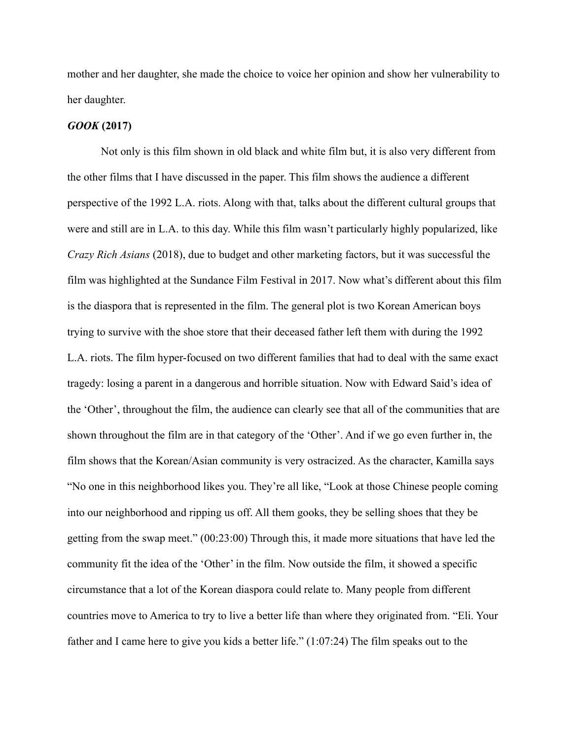mother and her daughter, she made the choice to voice her opinion and show her vulnerability to her daughter.

***GOOK* (2017)**

Not only is this film shown in old black and white film but, it is also very different from the other films that I have discussed in the paper. This film shows the audience a different perspective of the 1992 L.A. riots. Along with that, talks about the different cultural groups that were and still are in L.A. to this day. While this film wasn't particularly highly popularized, like *Crazy Rich Asians* (2018), due to budget and other marketing factors, but it was successful the film was highlighted at the Sundance Film Festival in 2017. Now what's different about this film is the diaspora that is represented in the film. The general plot is two Korean American boys trying to survive with the shoe store that their deceased father left them with during the 1992 L.A. riots. The film hyper-focused on two different families that had to deal with the same exact tragedy: losing a parent in a dangerous and horrible situation. Now with Edward Said's idea of the 'Other', throughout the film, the audience can clearly see that all of the communities that are shown throughout the film are in that category of the 'Other'. And if we go even further in, the film shows that the Korean/Asian community is very ostracized. As the character, Kamilla says "No one in this neighborhood likes you. They're all like, "Look at those Chinese people coming into our neighborhood and ripping us off. All them gooks, they be selling shoes that they be getting from the swap meet." (00:23:00) Through this, it made more situations that have led the community fit the idea of the 'Other' in the film. Now outside the film, it showed a specific circumstance that a lot of the Korean diaspora could relate to. Many people from different countries move to America to try to live a better life than where they originated from. "Eli. Your father and I came here to give you kids a better life." (1:07:24) The film speaks out to the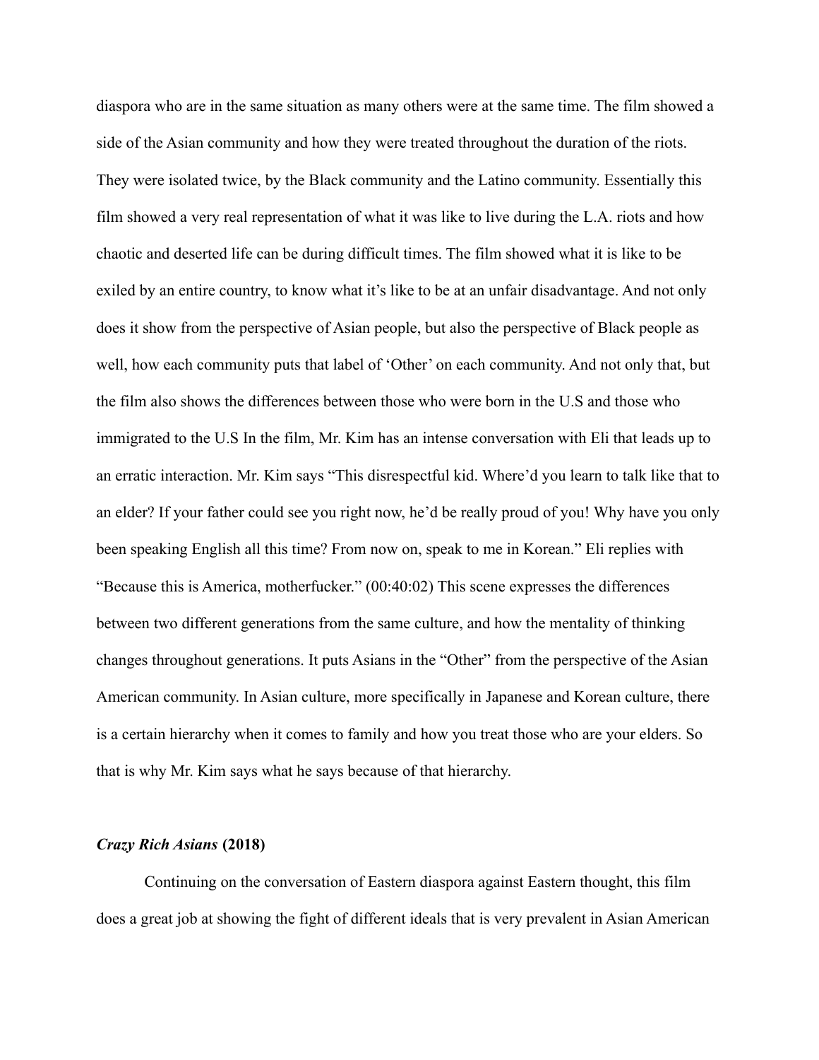diaspora who are in the same situation as many others were at the same time. The film showed a side of the Asian community and how they were treated throughout the duration of the riots. They were isolated twice, by the Black community and the Latino community. Essentially this film showed a very real representation of what it was like to live during the L.A. riots and how chaotic and deserted life can be during difficult times. The film showed what it is like to be exiled by an entire country, to know what it's like to be at an unfair disadvantage. And not only does it show from the perspective of Asian people, but also the perspective of Black people as well, how each community puts that label of 'Other' on each community. And not only that, but the film also shows the differences between those who were born in the U.S and those who immigrated to the U.S In the film, Mr. Kim has an intense conversation with Eli that leads up to an erratic interaction. Mr. Kim says "This disrespectful kid. Where'd you learn to talk like that to an elder? If your father could see you right now, he'd be really proud of you! Why have you only been speaking English all this time? From now on, speak to me in Korean." Eli replies with "Because this is America, motherfucker." (00:40:02) This scene expresses the differences between two different generations from the same culture, and how the mentality of thinking changes throughout generations. It puts Asians in the "Other" from the perspective of the Asian American community. In Asian culture, more specifically in Japanese and Korean culture, there is a certain hierarchy when it comes to family and how you treat those who are your elders. So that is why Mr. Kim says what he says because of that hierarchy.

### ***Crazy Rich Asians*** **(2018)**

Continuing on the conversation of Eastern diaspora against Eastern thought, this film does a great job at showing the fight of different ideals that is very prevalent in Asian American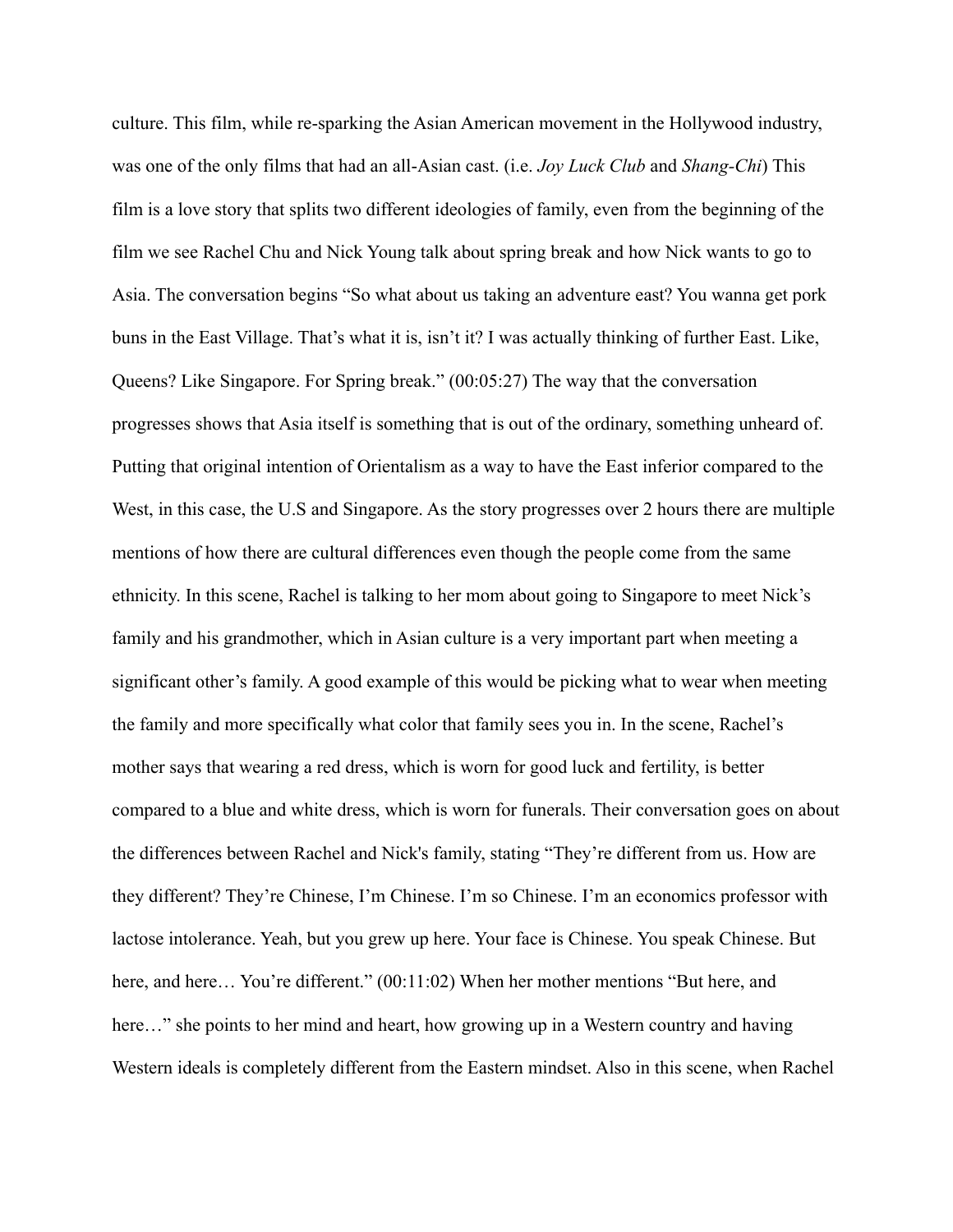culture. This film, while re-sparking the Asian American movement in the Hollywood industry, was one of the only films that had an all-Asian cast. (i.e. *Joy Luck Club* and *Shang-Chi*) This film is a love story that splits two different ideologies of family, even from the beginning of the film we see Rachel Chu and Nick Young talk about spring break and how Nick wants to go to Asia. The conversation begins "So what about us taking an adventure east? You wanna get pork buns in the East Village. That's what it is, isn't it? I was actually thinking of further East. Like, Queens? Like Singapore. For Spring break." (00:05:27) The way that the conversation progresses shows that Asia itself is something that is out of the ordinary, something unheard of. Putting that original intention of Orientalism as a way to have the East inferior compared to the West, in this case, the U.S and Singapore. As the story progresses over 2 hours there are multiple mentions of how there are cultural differences even though the people come from the same ethnicity. In this scene, Rachel is talking to her mom about going to Singapore to meet Nick's family and his grandmother, which in Asian culture is a very important part when meeting a significant other's family. A good example of this would be picking what to wear when meeting the family and more specifically what color that family sees you in. In the scene, Rachel's mother says that wearing a red dress, which is worn for good luck and fertility, is better compared to a blue and white dress, which is worn for funerals. Their conversation goes on about the differences between Rachel and Nick's family, stating "They're different from us. How are they different? They're Chinese, I'm Chinese. I'm so Chinese. I'm an economics professor with lactose intolerance. Yeah, but you grew up here. Your face is Chinese. You speak Chinese. But here, and here… You're different." (00:11:02) When her mother mentions "But here, and here…" she points to her mind and heart, how growing up in a Western country and having Western ideals is completely different from the Eastern mindset. Also in this scene, when Rachel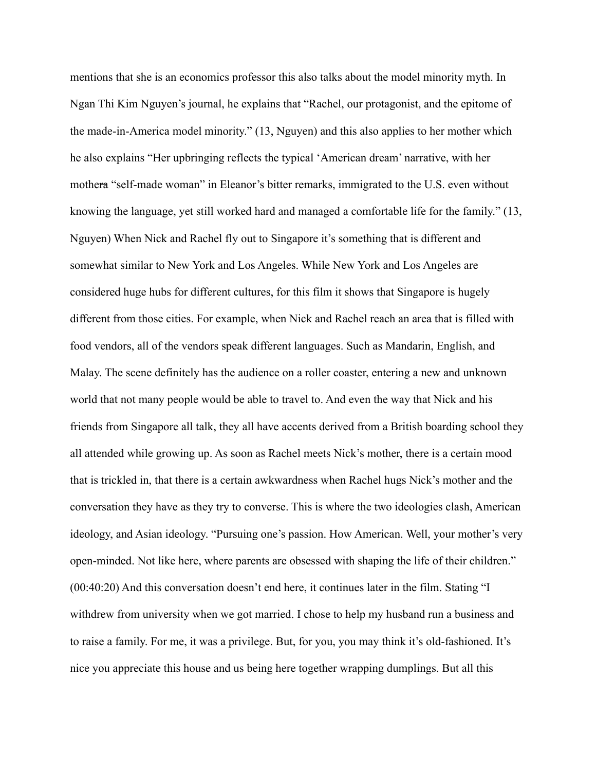mentions that she is an economics professor this also talks about the model minority myth. In Ngan Thi Kim Nguyen's journal, he explains that "Rachel, our protagonist, and the epitome of the made-in-America model minority." (13, Nguyen) and this also applies to her mother which he also explains "Her upbringing reflects the typical 'American dream' narrative, with her mothera "self-made woman" in Eleanor's bitter remarks, immigrated to the U.S. even without knowing the language, yet still worked hard and managed a comfortable life for the family." (13, Nguyen) When Nick and Rachel fly out to Singapore it's something that is different and somewhat similar to New York and Los Angeles. While New York and Los Angeles are considered huge hubs for different cultures, for this film it shows that Singapore is hugely different from those cities. For example, when Nick and Rachel reach an area that is filled with food vendors, all of the vendors speak different languages. Such as Mandarin, English, and Malay. The scene definitely has the audience on a roller coaster, entering a new and unknown world that not many people would be able to travel to. And even the way that Nick and his friends from Singapore all talk, they all have accents derived from a British boarding school they all attended while growing up. As soon as Rachel meets Nick's mother, there is a certain mood that is trickled in, that there is a certain awkwardness when Rachel hugs Nick's mother and the conversation they have as they try to converse. This is where the two ideologies clash, American ideology, and Asian ideology. "Pursuing one's passion. How American. Well, your mother's very open-minded. Not like here, where parents are obsessed with shaping the life of their children." (00:40:20) And this conversation doesn't end here, it continues later in the film. Stating "I withdrew from university when we got married. I chose to help my husband run a business and to raise a family. For me, it was a privilege. But, for you, you may think it's old-fashioned. It's nice you appreciate this house and us being here together wrapping dumplings. But all this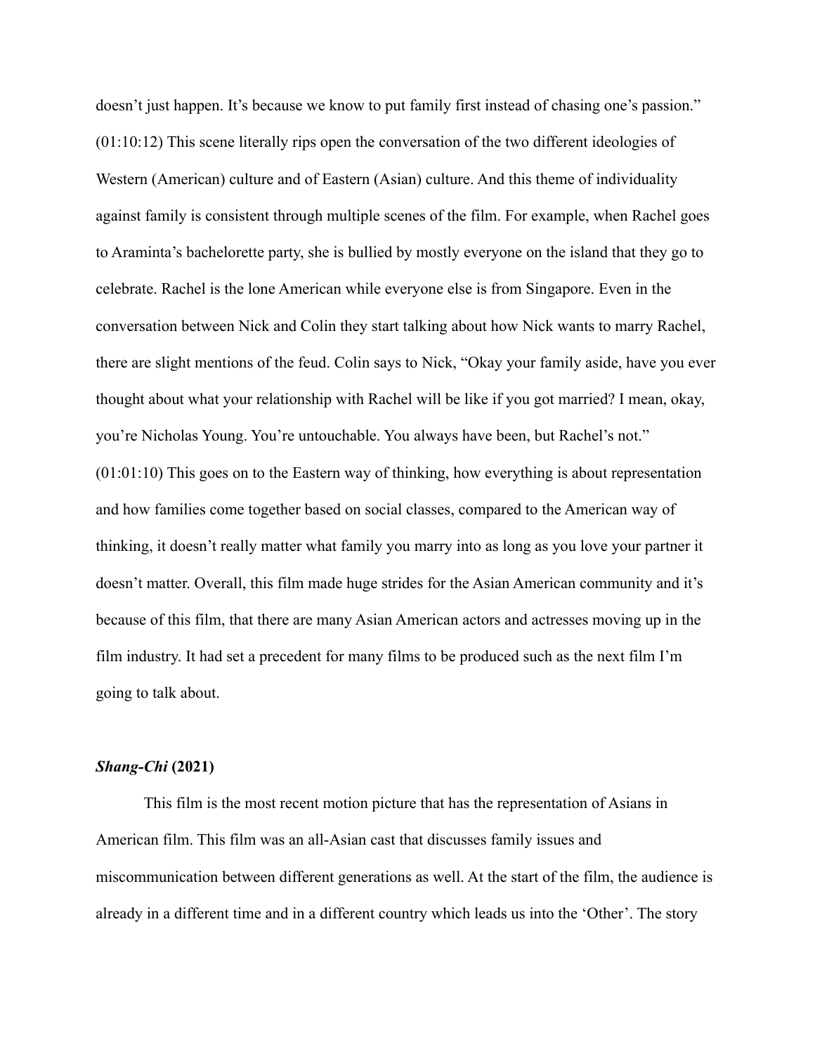doesn't just happen. It's because we know to put family first instead of chasing one's passion." (01:10:12) This scene literally rips open the conversation of the two different ideologies of Western (American) culture and of Eastern (Asian) culture. And this theme of individuality against family is consistent through multiple scenes of the film. For example, when Rachel goes to Araminta's bachelorette party, she is bullied by mostly everyone on the island that they go to celebrate. Rachel is the lone American while everyone else is from Singapore. Even in the conversation between Nick and Colin they start talking about how Nick wants to marry Rachel, there are slight mentions of the feud. Colin says to Nick, "Okay your family aside, have you ever thought about what your relationship with Rachel will be like if you got married? I mean, okay, you're Nicholas Young. You're untouchable. You always have been, but Rachel's not." (01:01:10) This goes on to the Eastern way of thinking, how everything is about representation and how families come together based on social classes, compared to the American way of thinking, it doesn't really matter what family you marry into as long as you love your partner it doesn't matter. Overall, this film made huge strides for the Asian American community and it's because of this film, that there are many Asian American actors and actresses moving up in the film industry. It had set a precedent for many films to be produced such as the next film I'm going to talk about.

### ***Shang-Chi* (2021)**

This film is the most recent motion picture that has the representation of Asians in American film. This film was an all-Asian cast that discusses family issues and miscommunication between different generations as well. At the start of the film, the audience is already in a different time and in a different country which leads us into the 'Other'. The story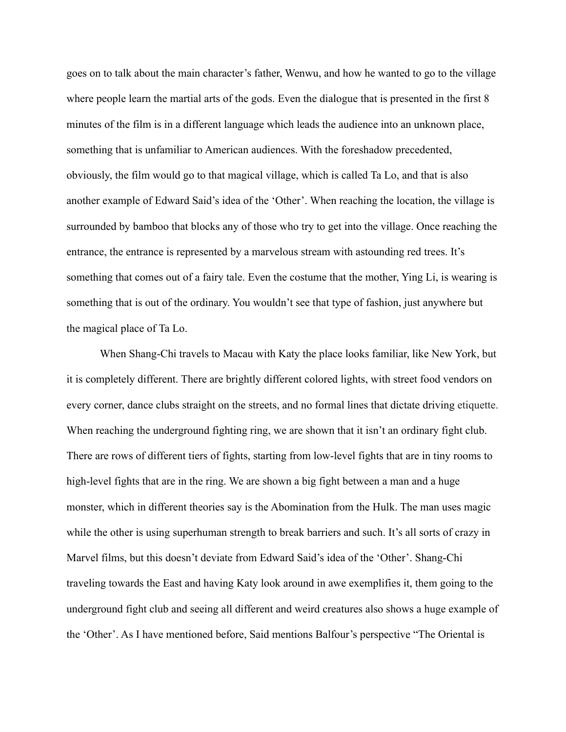goes on to talk about the main character's father, Wenwu, and how he wanted to go to the village where people learn the martial arts of the gods. Even the dialogue that is presented in the first 8 minutes of the film is in a different language which leads the audience into an unknown place, something that is unfamiliar to American audiences. With the foreshadow precedented, obviously, the film would go to that magical village, which is called Ta Lo, and that is also another example of Edward Said's idea of the 'Other'. When reaching the location, the village is surrounded by bamboo that blocks any of those who try to get into the village. Once reaching the entrance, the entrance is represented by a marvelous stream with astounding red trees. It's something that comes out of a fairy tale. Even the costume that the mother, Ying Li, is wearing is something that is out of the ordinary. You wouldn't see that type of fashion, just anywhere but the magical place of Ta Lo.

When Shang-Chi travels to Macau with Katy the place looks familiar, like New York, but it is completely different. There are brightly different colored lights, with street food vendors on every corner, dance clubs straight on the streets, and no formal lines that dictate driving etiquette. When reaching the underground fighting ring, we are shown that it isn't an ordinary fight club. There are rows of different tiers of fights, starting from low-level fights that are in tiny rooms to high-level fights that are in the ring. We are shown a big fight between a man and a huge monster, which in different theories say is the Abomination from the Hulk. The man uses magic while the other is using superhuman strength to break barriers and such. It's all sorts of crazy in Marvel films, but this doesn't deviate from Edward Said's idea of the 'Other'. Shang-Chi traveling towards the East and having Katy look around in awe exemplifies it, them going to the underground fight club and seeing all different and weird creatures also shows a huge example of the 'Other'. As I have mentioned before, Said mentions Balfour's perspective "The Oriental is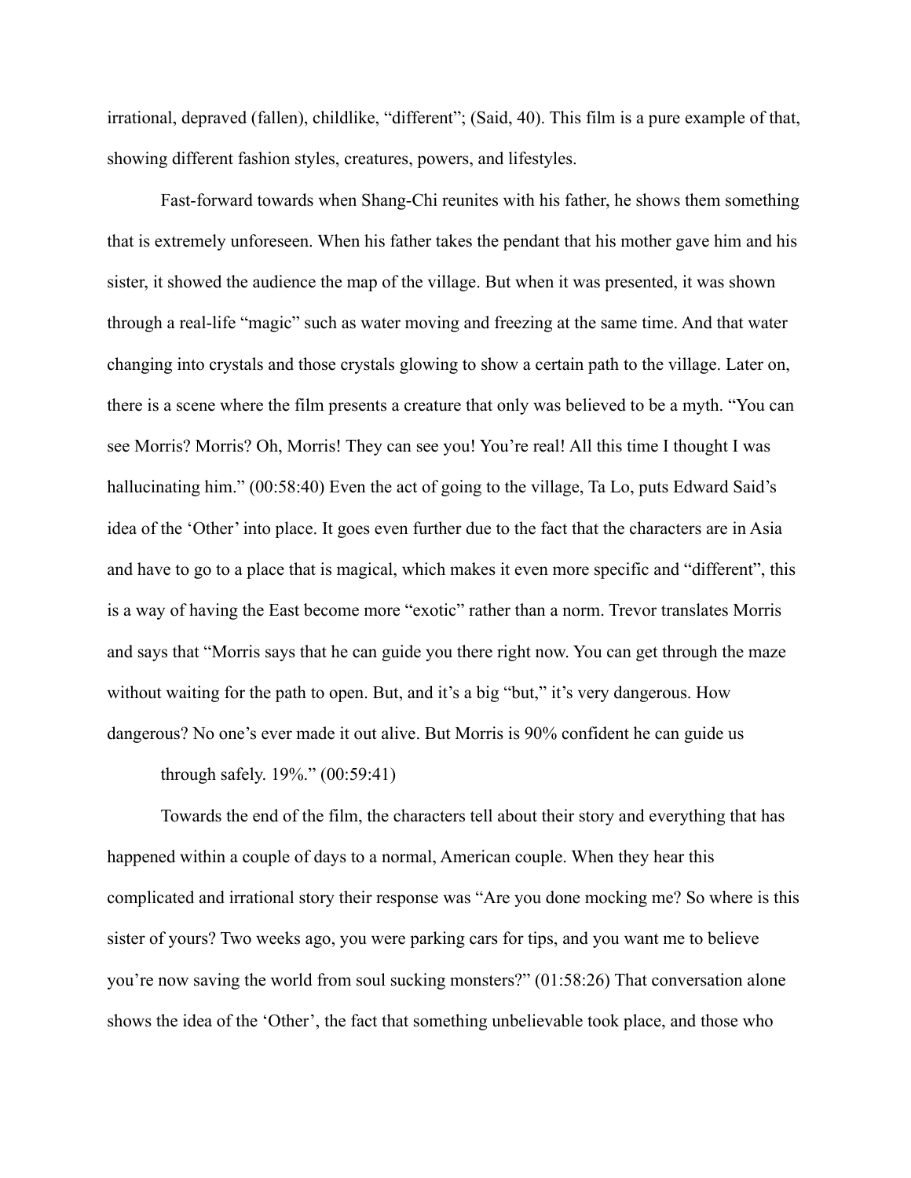irrational, depraved (fallen), childlike, "different"; (Said, 40). This film is a pure example of that, showing different fashion styles, creatures, powers, and lifestyles.

Fast-forward towards when Shang-Chi reunites with his father, he shows them something that is extremely unforeseen. When his father takes the pendant that his mother gave him and his sister, it showed the audience the map of the village. But when it was presented, it was shown through a real-life "magic" such as water moving and freezing at the same time. And that water changing into crystals and those crystals glowing to show a certain path to the village. Later on, there is a scene where the film presents a creature that only was believed to be a myth. "You can see Morris? Morris? Oh, Morris! They can see you! You're real! All this time I thought I was hallucinating him." (00:58:40) Even the act of going to the village, Ta Lo, puts Edward Said's idea of the 'Other' into place. It goes even further due to the fact that the characters are in Asia and have to go to a place that is magical, which makes it even more specific and "different", this is a way of having the East become more "exotic" rather than a norm. Trevor translates Morris and says that "Morris says that he can guide you there right now. You can get through the maze without waiting for the path to open. But, and it's a big "but," it's very dangerous. How dangerous? No one's ever made it out alive. But Morris is 90% confident he can guide us

through safely. 19%." (00:59:41)

Towards the end of the film, the characters tell about their story and everything that has happened within a couple of days to a normal, American couple. When they hear this complicated and irrational story their response was "Are you done mocking me? So where is this sister of yours? Two weeks ago, you were parking cars for tips, and you want me to believe you're now saving the world from soul sucking monsters?" (01:58:26) That conversation alone shows the idea of the 'Other', the fact that something unbelievable took place, and those who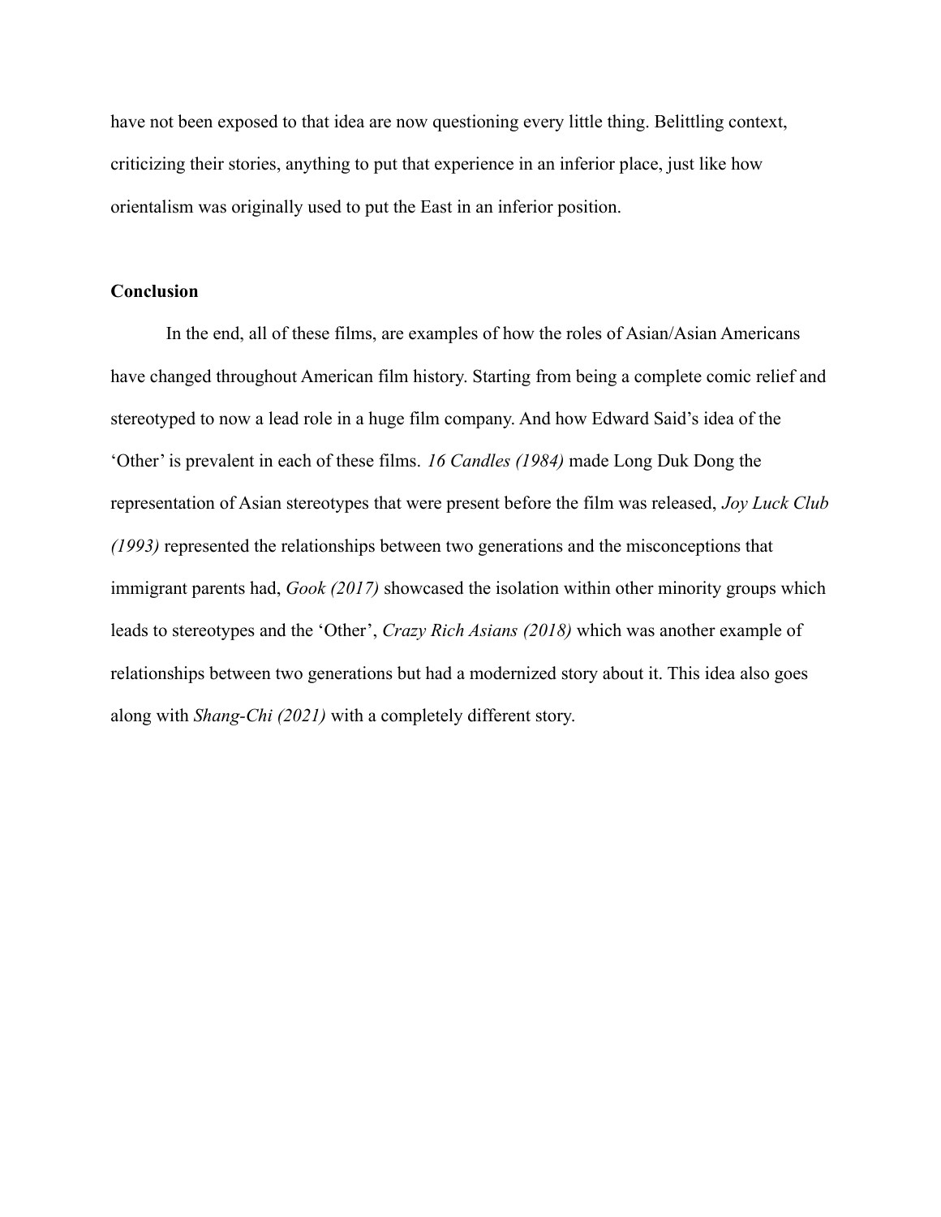have not been exposed to that idea are now questioning every little thing. Belittling context, criticizing their stories, anything to put that experience in an inferior place, just like how orientalism was originally used to put the East in an inferior position.

**Conclusion**

In the end, all of these films, are examples of how the roles of Asian/Asian Americans have changed throughout American film history. Starting from being a complete comic relief and stereotyped to now a lead role in a huge film company. And how Edward Said's idea of the 'Other' is prevalent in each of these films. *16 Candles (1984)* made Long Duk Dong the representation of Asian stereotypes that were present before the film was released, *Joy Luck Club (1993)* represented the relationships between two generations and the misconceptions that immigrant parents had, *Gook (2017)* showcased the isolation within other minority groups which leads to stereotypes and the 'Other', *Crazy Rich Asians (2018)* which was another example of relationships between two generations but had a modernized story about it. This idea also goes along with *Shang-Chi (2021)* with a completely different story.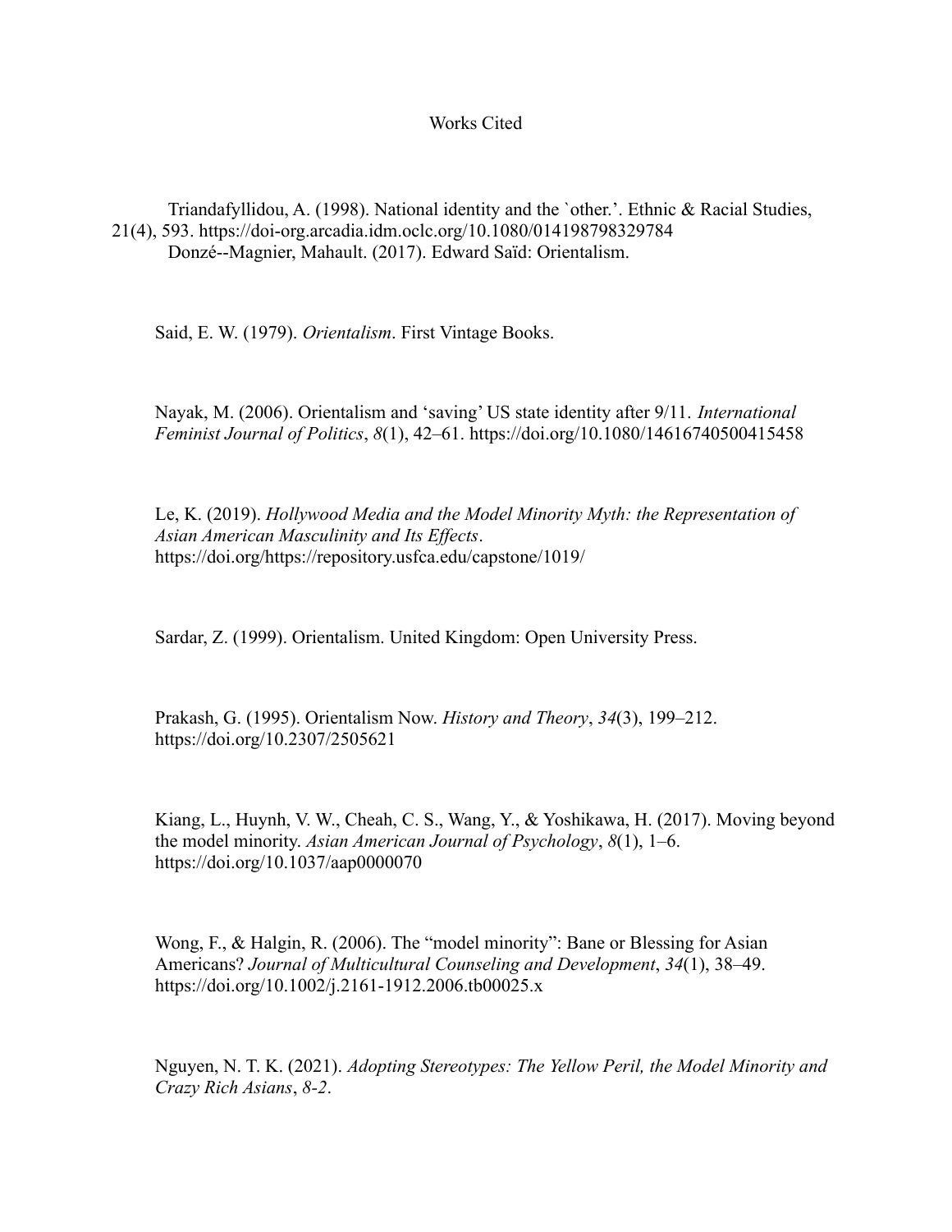# Works Cited

Triandafyllidou, A. (1998). National identity and the `other.'. Ethnic & Racial Studies, 21(4), 593. https://doi-org.arcadia.idm.oclc.org/10.1080/014198798329784

Donzé--Magnier, Mahault. (2017). Edward Saïd: Orientalism.

Said, E. W. (1979). *Orientalism*. First Vintage Books.

Nayak, M. (2006). Orientalism and 'saving' US state identity after 9/11. *International Feminist Journal of Politics*, *8*(1), 42–61. https://doi.org/10.1080/14616740500415458

Le, K. (2019). *Hollywood Media and the Model Minority Myth: the Representation of Asian American Masculinity and Its Effects*. https://doi.org/https://repository.usfca.edu/capstone/1019/

Sardar, Z. (1999). Orientalism. United Kingdom: Open University Press.

Prakash, G. (1995). Orientalism Now. *History and Theory*, *34*(3), 199–212. https://doi.org/10.2307/2505621

Kiang, L., Huynh, V. W., Cheah, C. S., Wang, Y., & Yoshikawa, H. (2017). Moving beyond the model minority. *Asian American Journal of Psychology*, *8*(1), 1–6. https://doi.org/10.1037/aap0000070

Wong, F., & Halgin, R. (2006). The "model minority": Bane or Blessing for Asian Americans? *Journal of Multicultural Counseling and Development*, *34*(1), 38–49. https://doi.org/10.1002/j.2161-1912.2006.tb00025.x

Nguyen, N. T. K. (2021). *Adopting Stereotypes: The Yellow Peril, the Model Minority and Crazy Rich Asians*, *8-2*.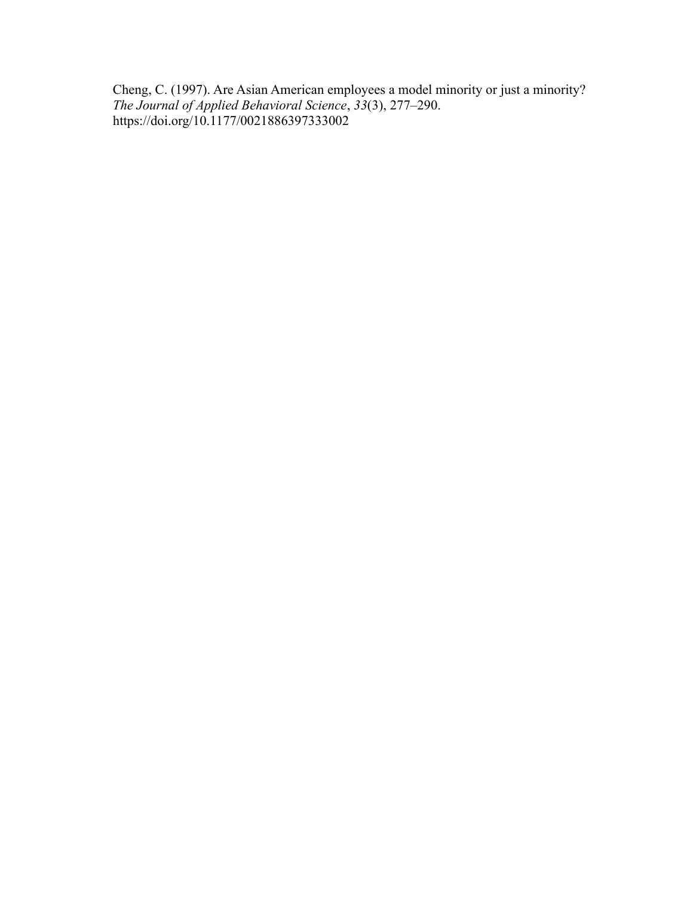Cheng, C. (1997). Are Asian American employees a model minority or just a minority? *The Journal of Applied Behavioral Science*, *33*(3), 277–290. https://doi.org/10.1177/0021886397333002